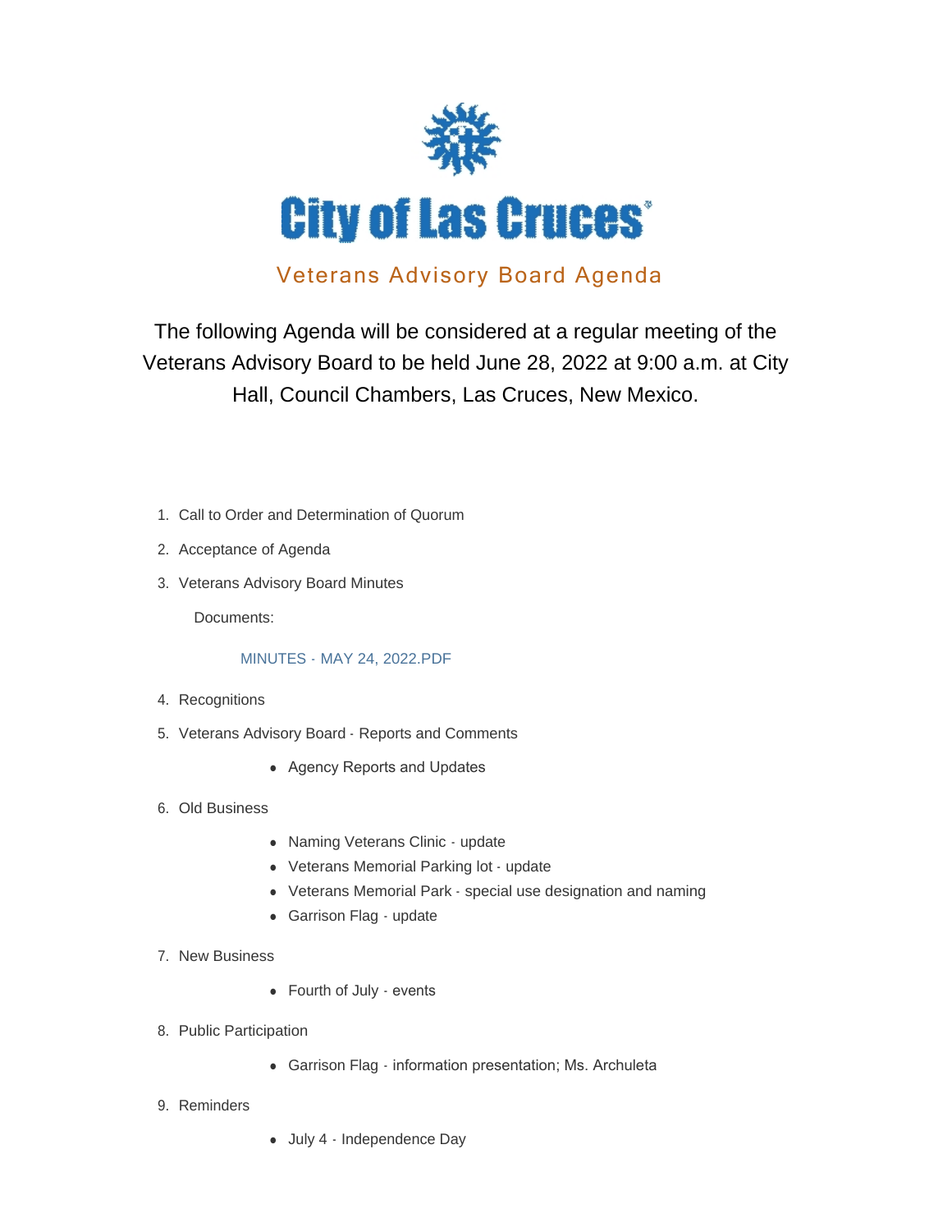# City of Las Cruces

## Veterans Advisory Board Agenda

The following Agenda will be considered at a regular meeting of the Veterans Advisory Board to be held June 28, 2022 at 9:00 a.m. at City Hall, Council Chambers, Las Cruces, New Mexico.

1. Call to Order and Determination of Quorum
2. Acceptance of Agenda
3. Veterans Advisory Board Minutes

   Documents:

   MINUTES - MAY 24, 2022.PDF

4. Recognitions
5. Veterans Advisory Board - Reports and Comments
   - Agency Reports and Updates
6. Old Business
   - Naming Veterans Clinic - update
   - Veterans Memorial Parking lot - update
   - Veterans Memorial Park - special use designation and naming
   - Garrison Flag - update
7. New Business
   - Fourth of July - events
8. Public Participation
   - Garrison Flag - information presentation; Ms. Archuleta
9. Reminders
   - July 4 - Independence Day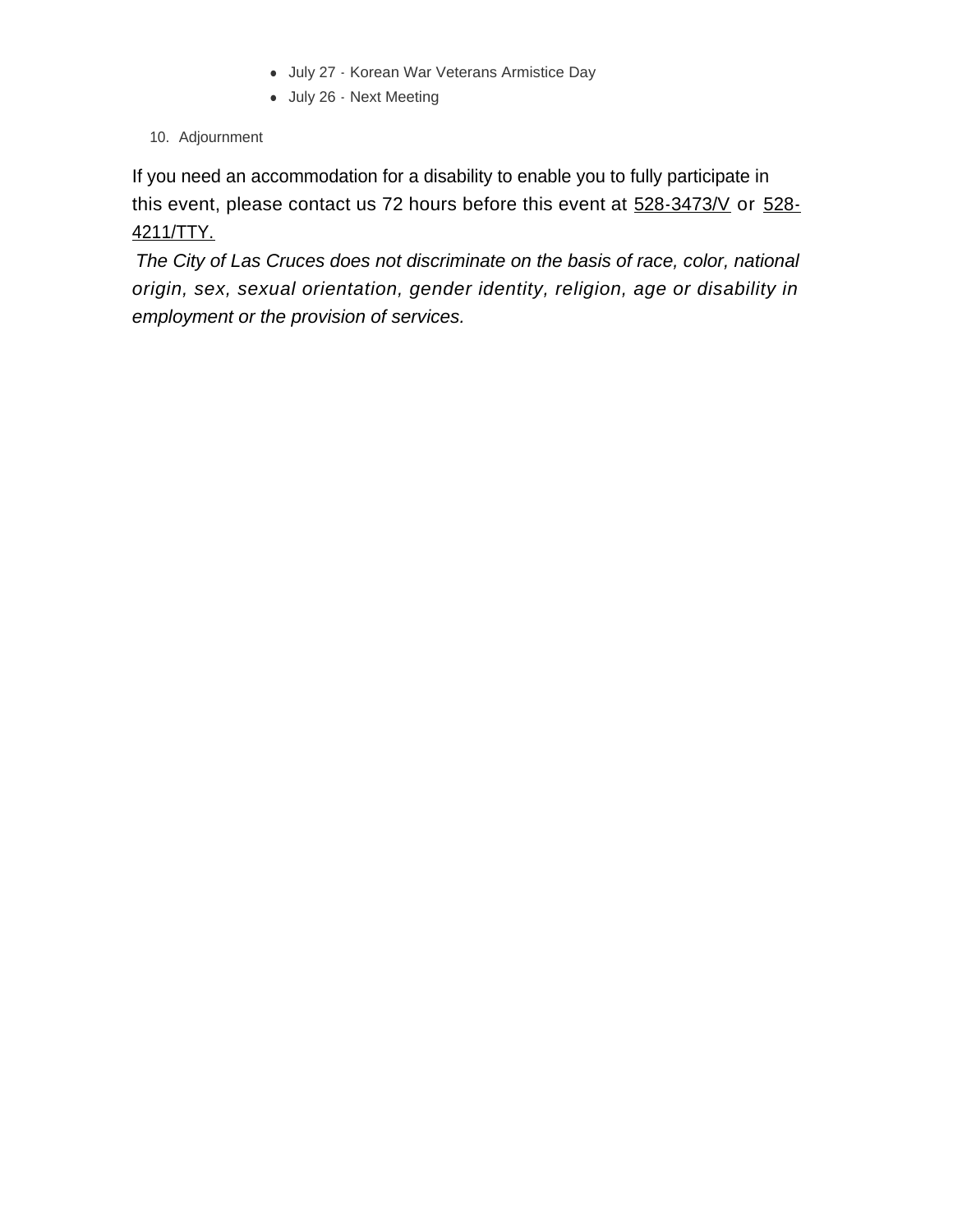- July 27 - Korean War Veterans Armistice Day
- July 26 - Next Meeting

10. Adjournment

If you need an accommodation for a disability to enable you to fully participate in this event, please contact us 72 hours before this event at 528-3473/V or 528-4211/TTY.

*The City of Las Cruces does not discriminate on the basis of race, color, national origin, sex, sexual orientation, gender identity, religion, age or disability in employment or the provision of services.*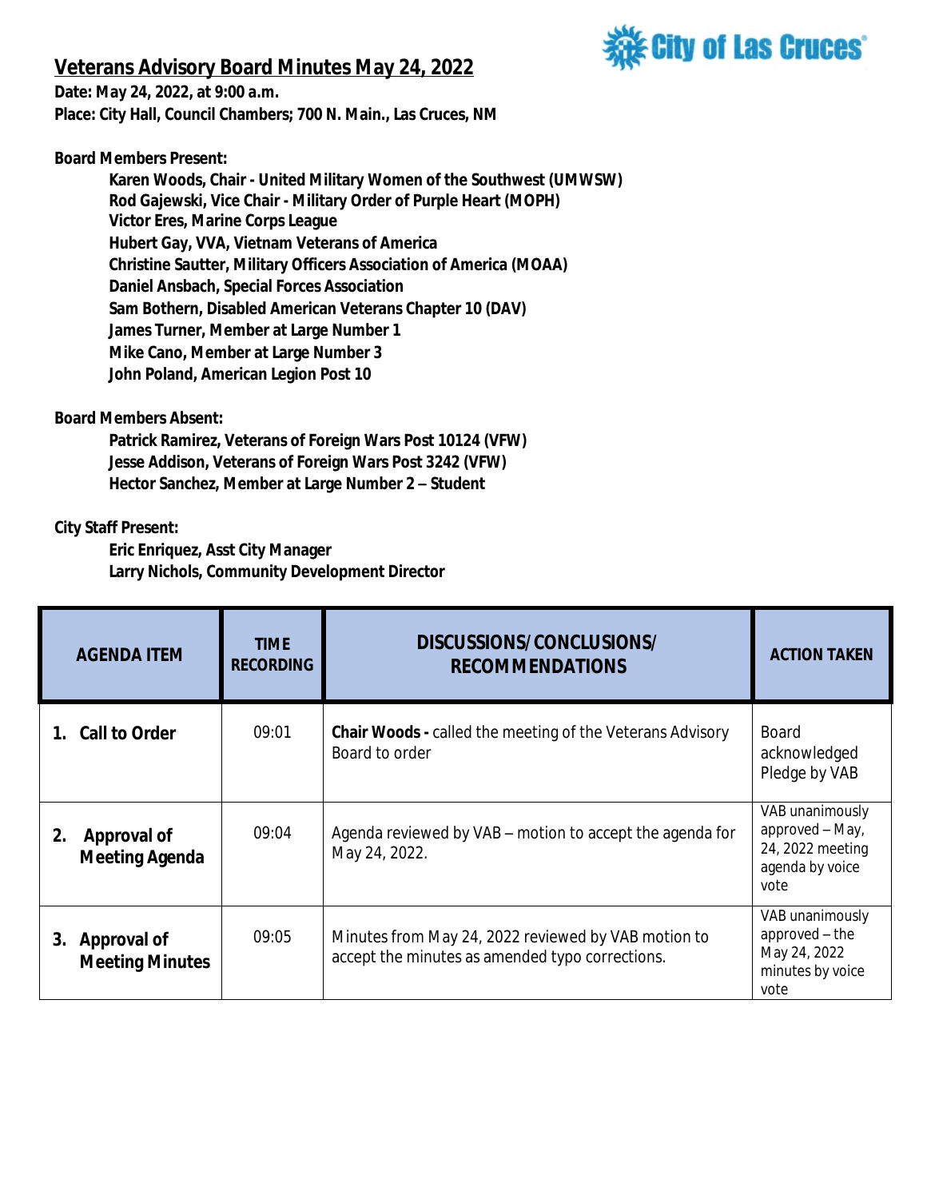## Veterans Advisory Board Minutes May 24, 2022

**Date: May 24, 2022, at 9:00 a.m.**
**Place: City Hall, Council Chambers; 700 N. Main., Las Cruces, NM**

**Board Members Present:**

- **Karen Woods, Chair - United Military Women of the Southwest (UMWSW)**
- **Rod Gajewski, Vice Chair - Military Order of Purple Heart (MOPH)**
- **Victor Eres, Marine Corps League**
- **Hubert Gay, VVA, Vietnam Veterans of America**
- **Christine Sautter, Military Officers Association of America (MOAA)**
- **Daniel Ansbach, Special Forces Association**
- **Sam Bothern, Disabled American Veterans Chapter 10 (DAV)**
- **James Turner, Member at Large Number 1**
- **Mike Cano, Member at Large Number 3**
- **John Poland, American Legion Post 10**

**Board Members Absent:**

- **Patrick Ramirez, Veterans of Foreign Wars Post 10124 (VFW)**
- **Jesse Addison, Veterans of Foreign Wars Post 3242 (VFW)**
- **Hector Sanchez, Member at Large Number 2 – Student**

**City Staff Present:**

- **Eric Enriquez, Asst City Manager**
- **Larry Nichols, Community Development Director**

| AGENDA ITEM | TIME RECORDING | DISCUSSIONS/ CONCLUSIONS/ RECOMMENDATIONS | ACTION TAKEN |
|---|---|---|---|
| **1. Call to Order** | 09:01 | **Chair Woods -** called the meeting of the Veterans Advisory Board to order | Board acknowledged Pledge by VAB |
| **2. Approval of Meeting Agenda** | 09:04 | Agenda reviewed by VAB – motion to accept the agenda for May 24, 2022. | VAB unanimously approved – May, 24, 2022 meeting agenda by voice vote |
| **3. Approval of Meeting Minutes** | 09:05 | Minutes from May 24, 2022 reviewed by VAB motion to accept the minutes as amended typo corrections. | VAB unanimously approved – the May 24, 2022 minutes by voice vote |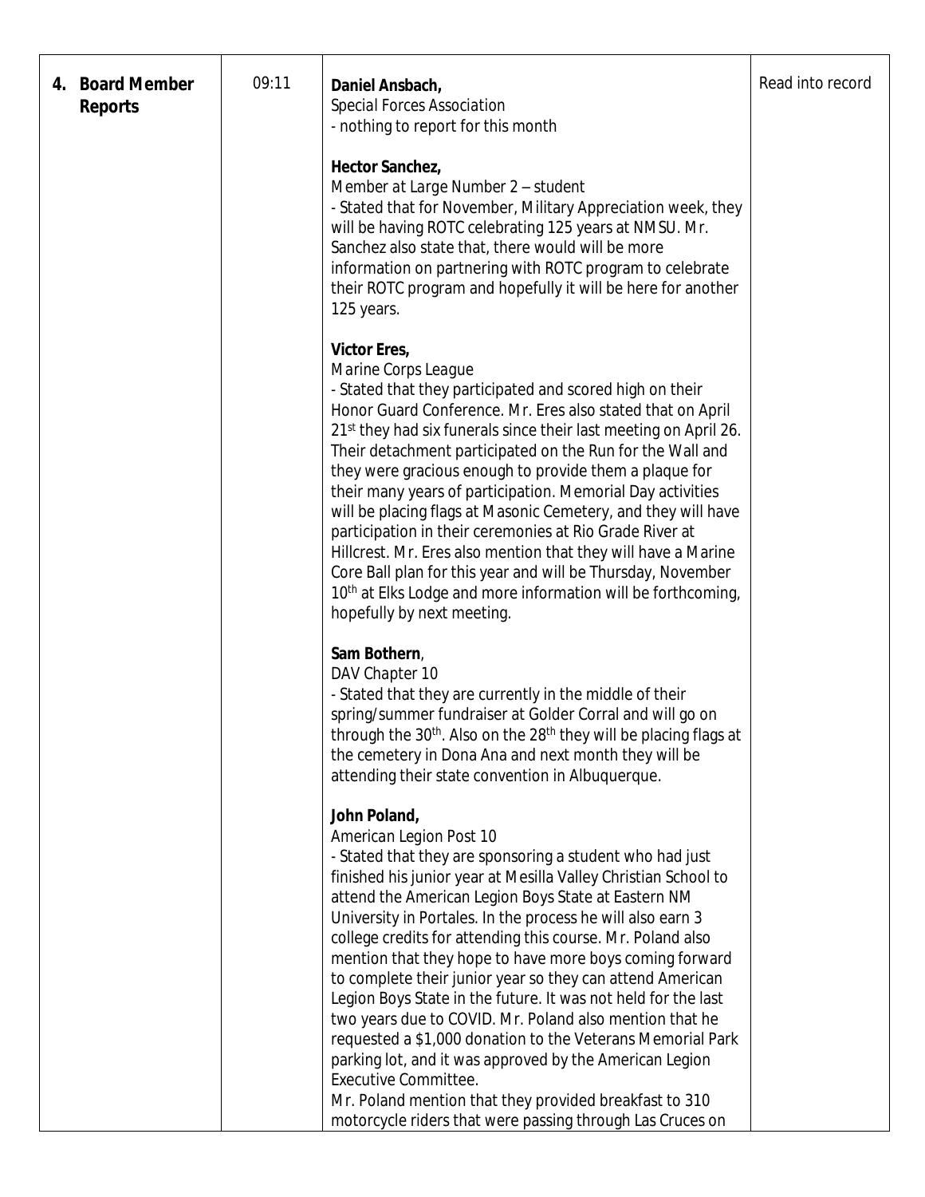| 4. **Board Member Reports** | 09:11 | **Daniel Ansbach,**<br>Special Forces Association<br>- nothing to report for this month<br><br>**Hector Sanchez,**<br>Member at Large Number 2 – student<br>- Stated that for November, Military Appreciation week, they will be having ROTC celebrating 125 years at NMSU. Mr. Sanchez also state that, there would will be more information on partnering with ROTC program to celebrate their ROTC program and hopefully it will be here for another 125 years.<br><br>**Victor Eres,**<br>Marine Corps League<br>- Stated that they participated and scored high on their Honor Guard Conference. Mr. Eres also stated that on April 21st they had six funerals since their last meeting on April 26. Their detachment participated on the Run for the Wall and they were gracious enough to provide them a plaque for their many years of participation. Memorial Day activities will be placing flags at Masonic Cemetery, and they will have participation in their ceremonies at Rio Grade River at Hillcrest. Mr. Eres also mention that they will have a Marine Core Ball plan for this year and will be Thursday, November 10th at Elks Lodge and more information will be forthcoming, hopefully by next meeting.<br><br>**Sam Bothern**,<br>DAV Chapter 10<br>- Stated that they are currently in the middle of their spring/summer fundraiser at Golder Corral and will go on through the 30th. Also on the 28th they will be placing flags at the cemetery in Dona Ana and next month they will be attending their state convention in Albuquerque.<br><br>**John Poland,**<br>American Legion Post 10<br>- Stated that they are sponsoring a student who had just finished his junior year at Mesilla Valley Christian School to attend the American Legion Boys State at Eastern NM University in Portales. In the process he will also earn 3 college credits for attending this course. Mr. Poland also mention that they hope to have more boys coming forward to complete their junior year so they can attend American Legion Boys State in the future. It was not held for the last two years due to COVID. Mr. Poland also mention that he requested a $1,000 donation to the Veterans Memorial Park parking lot, and it was approved by the American Legion Executive Committee.<br>Mr. Poland mention that they provided breakfast to 310 motorcycle riders that were passing through Las Cruces on | Read into record |
|---|---|---|---|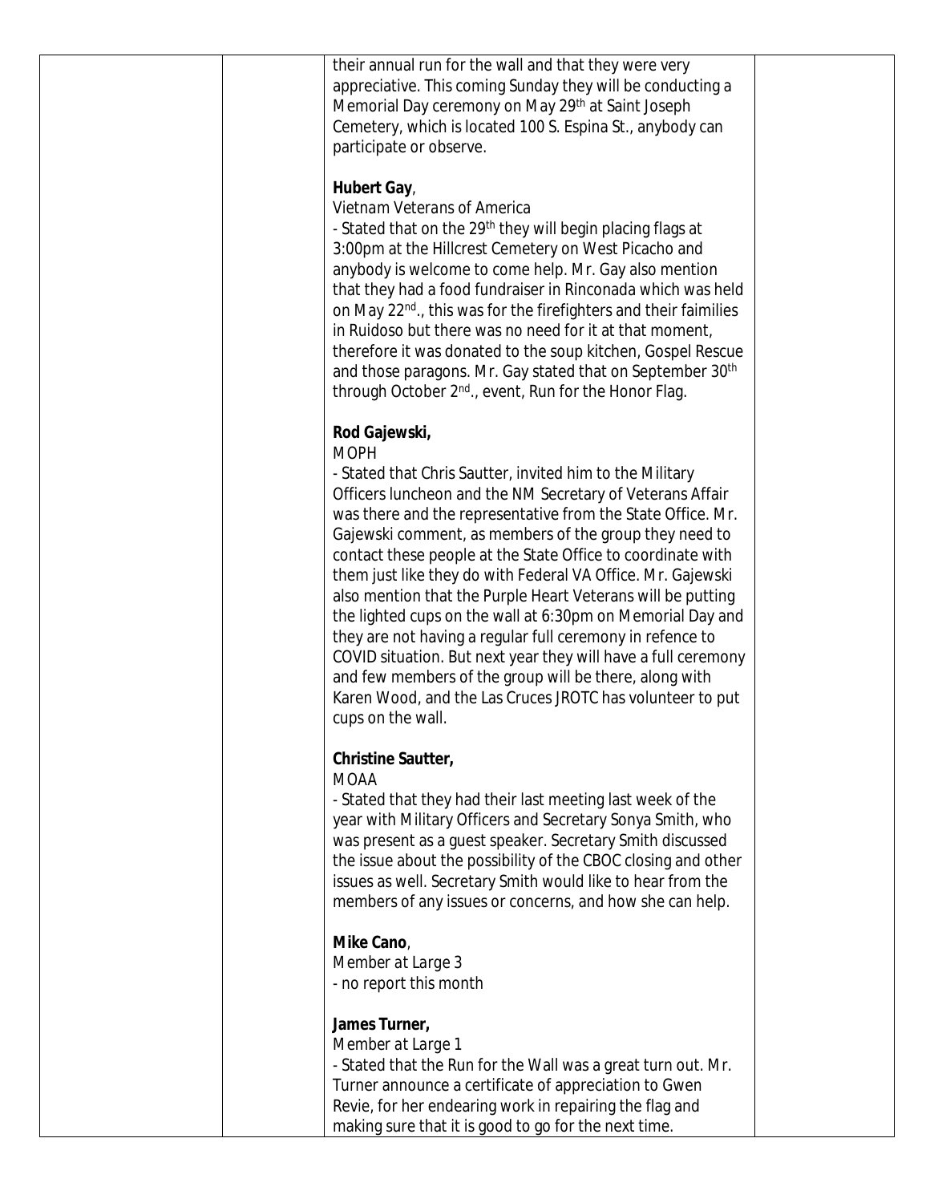| | | their annual run for the wall and that they were very appreciative. This coming Sunday they will be conducting a Memorial Day ceremony on May 29th at Saint Joseph Cemetery, which is located 100 S. Espina St., anybody can participate or observe.<br><br>**Hubert Gay**,<br>*Vietnam Veterans of America*<br>- Stated that on the 29th they will begin placing flags at 3:00pm at the Hillcrest Cemetery on West Picacho and anybody is welcome to come help. Mr. Gay also mention that they had a food fundraiser in Rinconada which was held on May 22nd., this was for the firefighters and their faimilies in Ruidoso but there was no need for it at that moment, therefore it was donated to the soup kitchen, Gospel Rescue and those paragons. Mr. Gay stated that on September 30th through October 2nd., event, Run for the Honor Flag.<br><br>**Rod Gajewski,**<br>*MOPH*<br>- Stated that Chris Sautter, invited him to the Military Officers luncheon and the NM Secretary of Veterans Affair was there and the representative from the State Office. Mr. Gajewski comment, as members of the group they need to contact these people at the State Office to coordinate with them just like they do with Federal VA Office. Mr. Gajewski also mention that the Purple Heart Veterans will be putting the lighted cups on the wall at 6:30pm on Memorial Day and they are not having a regular full ceremony in refence to COVID situation. But next year they will have a full ceremony and few members of the group will be there, along with Karen Wood, and the Las Cruces JROTC has volunteer to put cups on the wall.<br><br>**Christine Sautter,**<br>*MOAA*<br>- Stated that they had their last meeting last week of the year with Military Officers and Secretary Sonya Smith, who was present as a guest speaker. Secretary Smith discussed the issue about the possibility of the CBOC closing and other issues as well. Secretary Smith would like to hear from the members of any issues or concerns, and how she can help.<br><br>**Mike Cano**,<br>*Member at Large 3*<br>- no report this month<br><br>**James Turner,**<br>*Member at Large 1*<br>- Stated that the Run for the Wall was a great turn out. Mr. Turner announce a certificate of appreciation to Gwen Revie, for her endearing work in repairing the flag and making sure that it is good to go for the next time. | |
|---|---|---|---|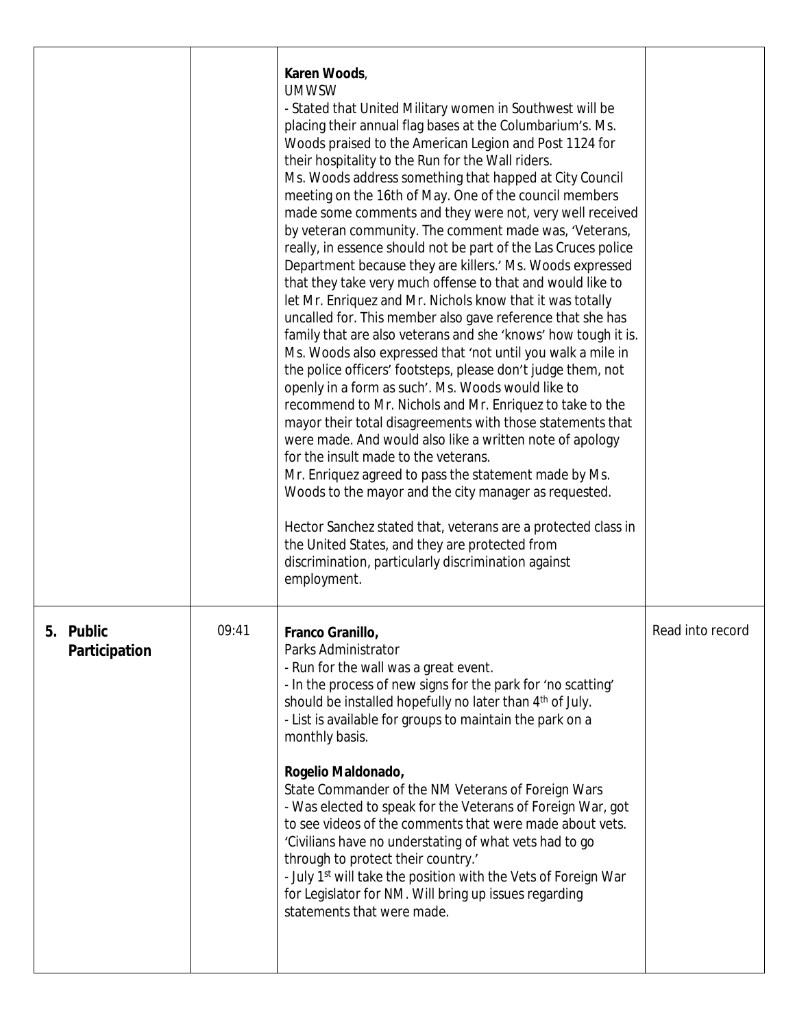| | | | |
|---|---|---|---|
| | | **Karen Woods**,<br>UMWSW<br>- Stated that United Military women in Southwest will be placing their annual flag bases at the Columbarium's. Ms. Woods praised to the American Legion and Post 1124 for their hospitality to the Run for the Wall riders.<br>Ms. Woods address something that happed at City Council meeting on the 16th of May. One of the council members made some comments and they were not, very well received by veteran community. The comment made was, 'Veterans, really, in essence should not be part of the Las Cruces police Department because they are killers.' Ms. Woods expressed that they take very much offense to that and would like to let Mr. Enriquez and Mr. Nichols know that it was totally uncalled for. This member also gave reference that she has family that are also veterans and she 'knows' how tough it is. Ms. Woods also expressed that 'not until you walk a mile in the police officers' footsteps, please don't judge them, not openly in a form as such'. Ms. Woods would like to recommend to Mr. Nichols and Mr. Enriquez to take to the mayor their total disagreements with those statements that were made. And would also like a written note of apology for the insult made to the veterans.<br>Mr. Enriquez agreed to pass the statement made by Ms. Woods to the mayor and the city manager as requested.<br><br>Hector Sanchez stated that, veterans are a protected class in the United States, and they are protected from discrimination, particularly discrimination against employment. | |
| **5. Public Participation** | 09:41 | **Franco Granillo,**<br>Parks Administrator<br>- Run for the wall was a great event.<br>- In the process of new signs for the park for 'no scatting' should be installed hopefully no later than 4th of July.<br>- List is available for groups to maintain the park on a monthly basis.<br><br>**Rogelio Maldonado,**<br>State Commander of the NM Veterans of Foreign Wars<br>- Was elected to speak for the Veterans of Foreign War, got to see videos of the comments that were made about vets. 'Civilians have no understating of what vets had to go through to protect their country.'<br>- July 1st will take the position with the Vets of Foreign War for Legislator for NM. Will bring up issues regarding statements that were made. | Read into record |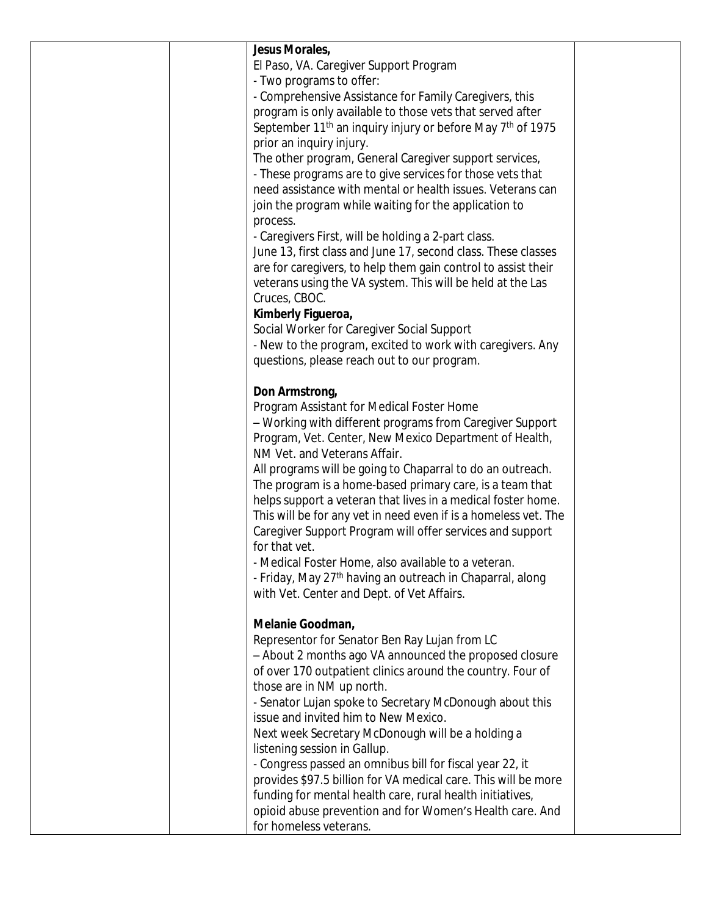| | | **Jesus Morales,**<br>El Paso, VA. Caregiver Support Program<br>- Two programs to offer:<br>- Comprehensive Assistance for Family Caregivers, this program is only available to those vets that served after September 11th an inquiry injury or before May 7th of 1975 prior an inquiry injury.<br>The other program, General Caregiver support services,<br>- These programs are to give services for those vets that need assistance with mental or health issues. Veterans can join the program while waiting for the application to process.<br>- Caregivers First, will be holding a 2-part class.<br>June 13, first class and June 17, second class. These classes are for caregivers, to help them gain control to assist their veterans using the VA system. This will be held at the Las Cruces, CBOC.<br>**Kimberly Figueroa,**<br>Social Worker for Caregiver Social Support<br>- New to the program, excited to work with caregivers. Any questions, please reach out to our program.<br><br>**Don Armstrong,**<br>Program Assistant for Medical Foster Home<br>– Working with different programs from Caregiver Support Program, Vet. Center, New Mexico Department of Health, NM Vet. and Veterans Affair.<br>All programs will be going to Chaparral to do an outreach. The program is a home-based primary care, is a team that helps support a veteran that lives in a medical foster home. This will be for any vet in need even if is a homeless vet. The Caregiver Support Program will offer services and support for that vet.<br>- Medical Foster Home, also available to a veteran.<br>- Friday, May 27th having an outreach in Chaparral, along with Vet. Center and Dept. of Vet Affairs.<br><br>**Melanie Goodman,**<br>Representor for Senator Ben Ray Lujan from LC<br>– About 2 months ago VA announced the proposed closure of over 170 outpatient clinics around the country. Four of those are in NM up north.<br>- Senator Lujan spoke to Secretary McDonough about this issue and invited him to New Mexico.<br>Next week Secretary McDonough will be a holding a listening session in Gallup.<br>- Congress passed an omnibus bill for fiscal year 22, it provides \$97.5 billion for VA medical care. This will be more funding for mental health care, rural health initiatives, opioid abuse prevention and for Women's Health care. And for homeless veterans. | |
|---|---|---|---|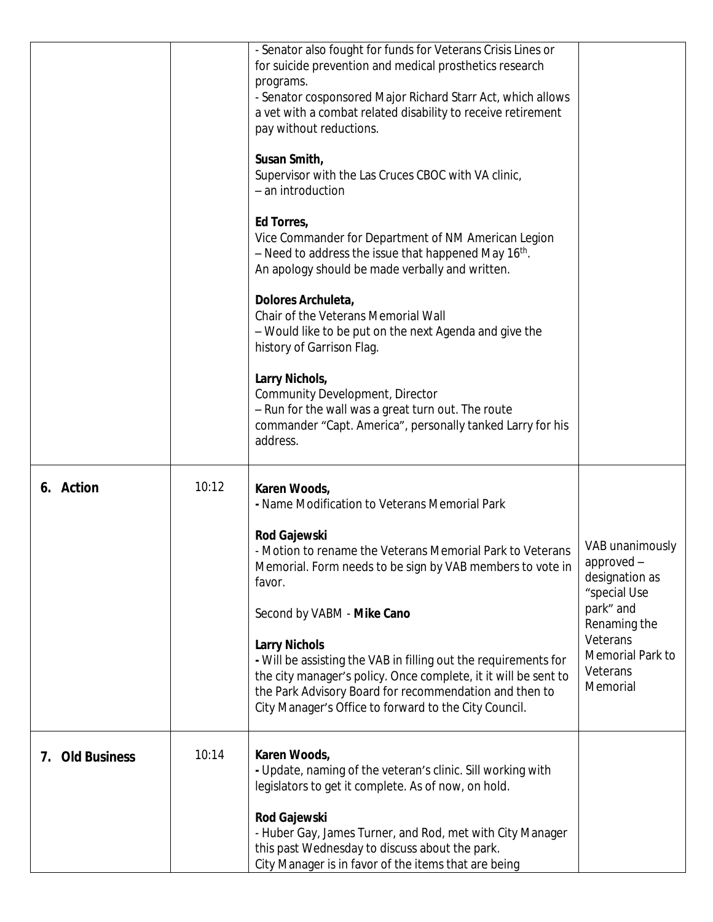| | | | |
|---|---|---|---|
| | | - Senator also fought for funds for Veterans Crisis Lines or for suicide prevention and medical prosthetics research programs.<br>- Senator cosponsored Major Richard Starr Act, which allows a vet with a combat related disability to receive retirement pay without reductions.<br><br>**Susan Smith,**<br>Supervisor with the Las Cruces CBOC with VA clinic,<br>– an introduction<br><br>**Ed Torres,**<br>Vice Commander for Department of NM American Legion<br>– Need to address the issue that happened May 16th.<br>An apology should be made verbally and written.<br><br>**Dolores Archuleta,**<br>Chair of the Veterans Memorial Wall<br>– Would like to be put on the next Agenda and give the history of Garrison Flag.<br><br>**Larry Nichols,**<br>Community Development, Director<br>– Run for the wall was a great turn out. The route commander "Capt. America", personally tanked Larry for his address. | |
| **6. Action** | 10:12 | **Karen Woods,**<br>**-** Name Modification to Veterans Memorial Park<br><br>**Rod Gajewski**<br>- Motion to rename the Veterans Memorial Park to Veterans Memorial. Form needs to be sign by VAB members to vote in favor.<br><br>Second by VABM - **Mike Cano**<br><br>**Larry Nichols**<br>**-** Will be assisting the VAB in filling out the requirements for the city manager's policy. Once complete, it it will be sent to the Park Advisory Board for recommendation and then to City Manager's Office to forward to the City Council. | VAB unanimously approved – designation as "special Use park" and Renaming the Veterans Memorial Park to Veterans Memorial |
| **7. Old Business** | 10:14 | **Karen Woods,**<br>**-** Update, naming of the veteran's clinic. Sill working with legislators to get it complete. As of now, on hold.<br><br>**Rod Gajewski**<br>- Huber Gay, James Turner, and Rod, met with City Manager this past Wednesday to discuss about the park.<br>City Manager is in favor of the items that are being | |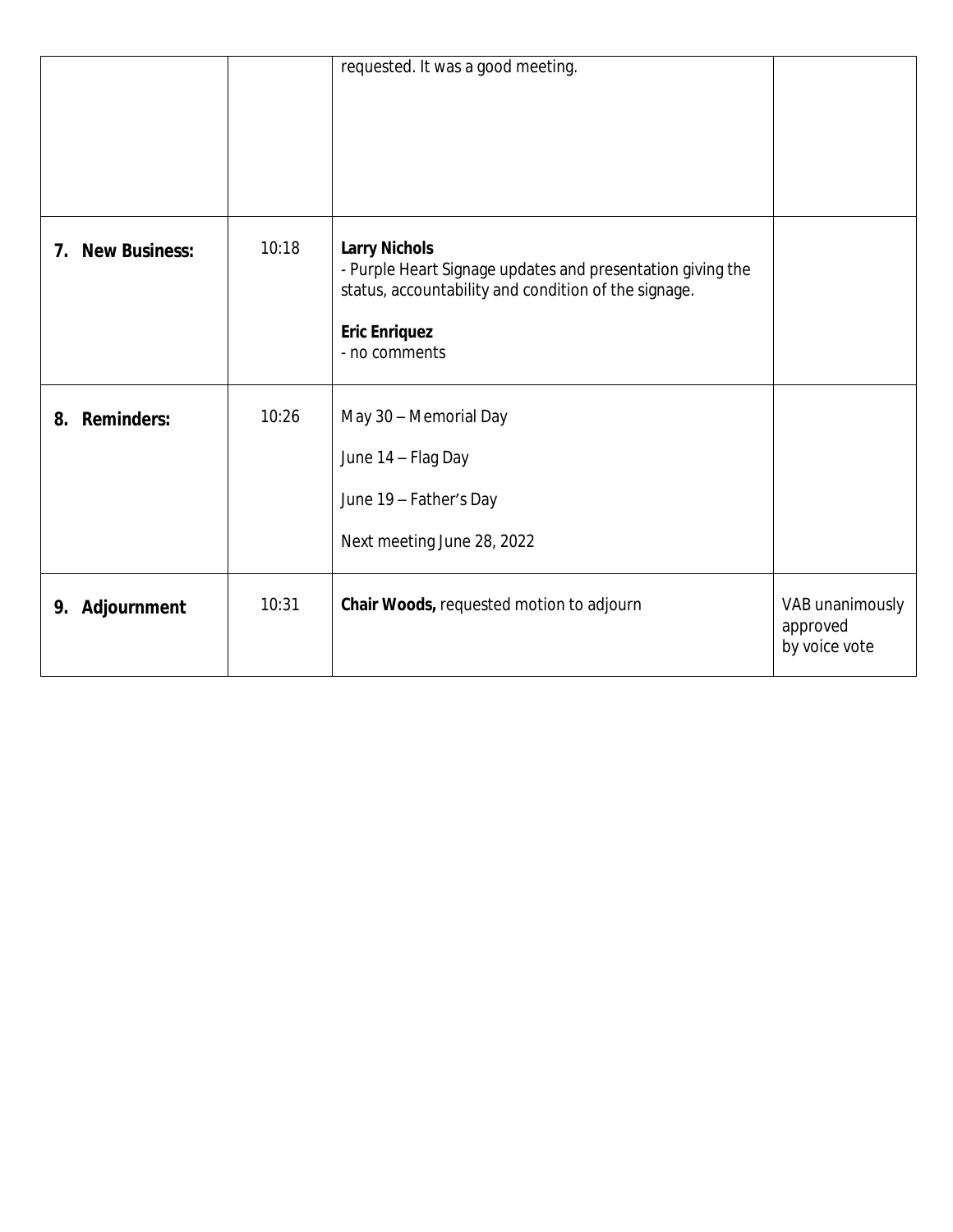| | | | |
|---|---|---|---|
| | | requested. It was a good meeting. | |
| **7. New Business:** | 10:18 | **Larry Nichols**<br>- Purple Heart Signage updates and presentation giving the status, accountability and condition of the signage.<br><br>**Eric Enriquez**<br>- no comments | |
| **8. Reminders:** | 10:26 | May 30 – Memorial Day<br><br>June 14 – Flag Day<br><br>June 19 – Father's Day<br><br>Next meeting June 28, 2022 | |
| **9. Adjournment** | 10:31 | **Chair Woods,** requested motion to adjourn | VAB unanimously approved by voice vote |